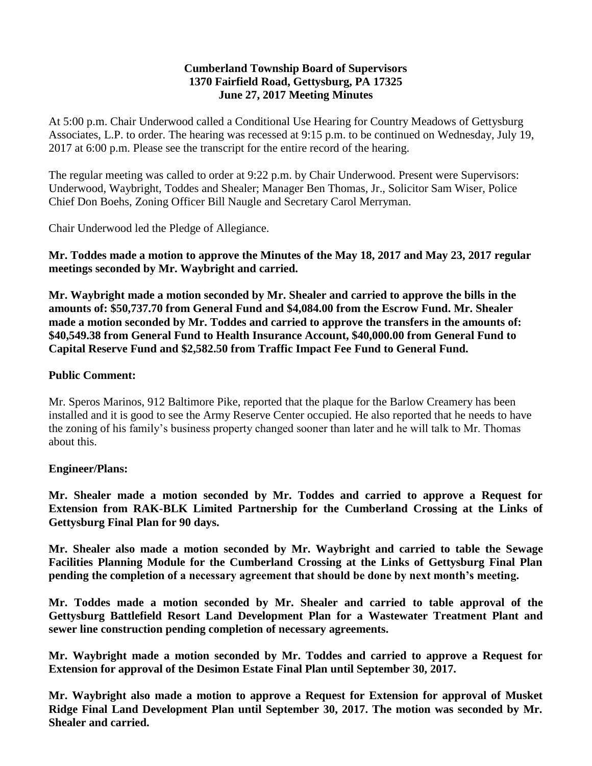**Cumberland Township Board of Supervisors**
**1370 Fairfield Road, Gettysburg, PA 17325**
**June 27, 2017 Meeting Minutes**

At 5:00 p.m. Chair Underwood called a Conditional Use Hearing for Country Meadows of Gettysburg Associates, L.P. to order. The hearing was recessed at 9:15 p.m. to be continued on Wednesday, July 19, 2017 at 6:00 p.m. Please see the transcript for the entire record of the hearing.

The regular meeting was called to order at 9:22 p.m. by Chair Underwood. Present were Supervisors: Underwood, Waybright, Toddes and Shealer; Manager Ben Thomas, Jr., Solicitor Sam Wiser, Police Chief Don Boehs, Zoning Officer Bill Naugle and Secretary Carol Merryman.

Chair Underwood led the Pledge of Allegiance.

**Mr. Toddes made a motion to approve the Minutes of the May 18, 2017 and May 23, 2017 regular meetings seconded by Mr. Waybright and carried.**

**Mr. Waybright made a motion seconded by Mr. Shealer and carried to approve the bills in the amounts of: $50,737.70 from General Fund and $4,084.00 from the Escrow Fund. Mr. Shealer made a motion seconded by Mr. Toddes and carried to approve the transfers in the amounts of: $40,549.38 from General Fund to Health Insurance Account, $40,000.00 from General Fund to Capital Reserve Fund and $2,582.50 from Traffic Impact Fee Fund to General Fund.**

**Public Comment:**

Mr. Speros Marinos, 912 Baltimore Pike, reported that the plaque for the Barlow Creamery has been installed and it is good to see the Army Reserve Center occupied. He also reported that he needs to have the zoning of his family's business property changed sooner than later and he will talk to Mr. Thomas about this.

**Engineer/Plans:**

**Mr. Shealer made a motion seconded by Mr. Toddes and carried to approve a Request for Extension from RAK-BLK Limited Partnership for the Cumberland Crossing at the Links of Gettysburg Final Plan for 90 days.**

**Mr. Shealer also made a motion seconded by Mr. Waybright and carried to table the Sewage Facilities Planning Module for the Cumberland Crossing at the Links of Gettysburg Final Plan pending the completion of a necessary agreement that should be done by next month's meeting.**

**Mr. Toddes made a motion seconded by Mr. Shealer and carried to table approval of the Gettysburg Battlefield Resort Land Development Plan for a Wastewater Treatment Plant and sewer line construction pending completion of necessary agreements.**

**Mr. Waybright made a motion seconded by Mr. Toddes and carried to approve a Request for Extension for approval of the Desimon Estate Final Plan until September 30, 2017.**

**Mr. Waybright also made a motion to approve a Request for Extension for approval of Musket Ridge Final Land Development Plan until September 30, 2017. The motion was seconded by Mr. Shealer and carried.**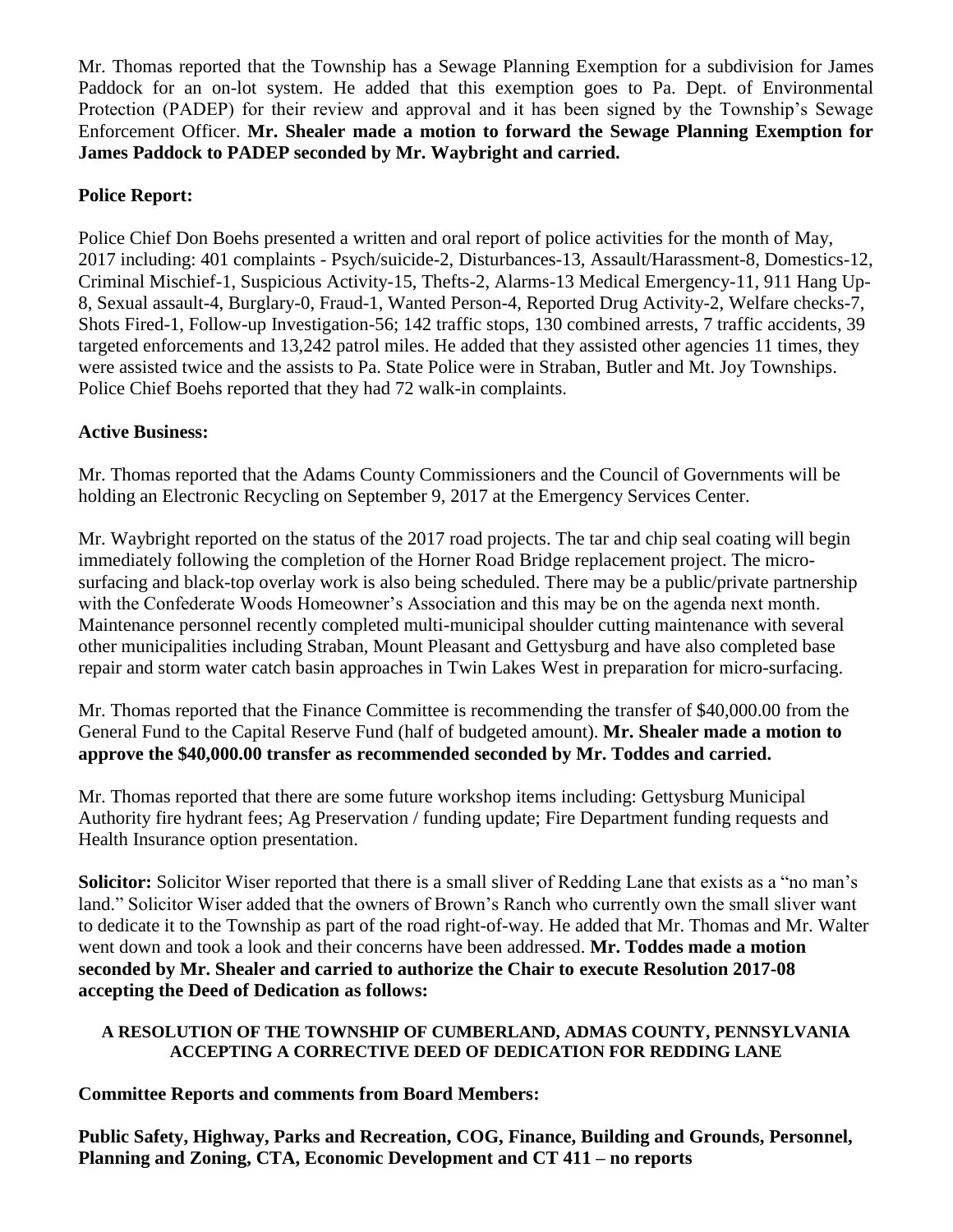Mr. Thomas reported that the Township has a Sewage Planning Exemption for a subdivision for James Paddock for an on-lot system. He added that this exemption goes to Pa. Dept. of Environmental Protection (PADEP) for their review and approval and it has been signed by the Township's Sewage Enforcement Officer. **Mr. Shealer made a motion to forward the Sewage Planning Exemption for James Paddock to PADEP seconded by Mr. Waybright and carried.**

**Police Report:**

Police Chief Don Boehs presented a written and oral report of police activities for the month of May, 2017 including: 401 complaints - Psych/suicide-2, Disturbances-13, Assault/Harassment-8, Domestics-12, Criminal Mischief-1, Suspicious Activity-15, Thefts-2, Alarms-13 Medical Emergency-11, 911 Hang Up-8, Sexual assault-4, Burglary-0, Fraud-1, Wanted Person-4, Reported Drug Activity-2, Welfare checks-7, Shots Fired-1, Follow-up Investigation-56; 142 traffic stops, 130 combined arrests, 7 traffic accidents, 39 targeted enforcements and 13,242 patrol miles. He added that they assisted other agencies 11 times, they were assisted twice and the assists to Pa. State Police were in Straban, Butler and Mt. Joy Townships. Police Chief Boehs reported that they had 72 walk-in complaints.

**Active Business:**

Mr. Thomas reported that the Adams County Commissioners and the Council of Governments will be holding an Electronic Recycling on September 9, 2017 at the Emergency Services Center.

Mr. Waybright reported on the status of the 2017 road projects. The tar and chip seal coating will begin immediately following the completion of the Horner Road Bridge replacement project. The micro-surfacing and black-top overlay work is also being scheduled. There may be a public/private partnership with the Confederate Woods Homeowner's Association and this may be on the agenda next month. Maintenance personnel recently completed multi-municipal shoulder cutting maintenance with several other municipalities including Straban, Mount Pleasant and Gettysburg and have also completed base repair and storm water catch basin approaches in Twin Lakes West in preparation for micro-surfacing.

Mr. Thomas reported that the Finance Committee is recommending the transfer of $40,000.00 from the General Fund to the Capital Reserve Fund (half of budgeted amount). **Mr. Shealer made a motion to approve the $40,000.00 transfer as recommended seconded by Mr. Toddes and carried.**

Mr. Thomas reported that there are some future workshop items including: Gettysburg Municipal Authority fire hydrant fees; Ag Preservation / funding update; Fire Department funding requests and Health Insurance option presentation.

**Solicitor:** Solicitor Wiser reported that there is a small sliver of Redding Lane that exists as a "no man's land." Solicitor Wiser added that the owners of Brown's Ranch who currently own the small sliver want to dedicate it to the Township as part of the road right-of-way. He added that Mr. Thomas and Mr. Walter went down and took a look and their concerns have been addressed. **Mr. Toddes made a motion seconded by Mr. Shealer and carried to authorize the Chair to execute Resolution 2017-08 accepting the Deed of Dedication as follows:**

**A RESOLUTION OF THE TOWNSHIP OF CUMBERLAND, ADMAS COUNTY, PENNSYLVANIA ACCEPTING A CORRECTIVE DEED OF DEDICATION FOR REDDING LANE**

**Committee Reports and comments from Board Members:**

**Public Safety, Highway, Parks and Recreation, COG, Finance, Building and Grounds, Personnel, Planning and Zoning, CTA, Economic Development and CT 411 – no reports**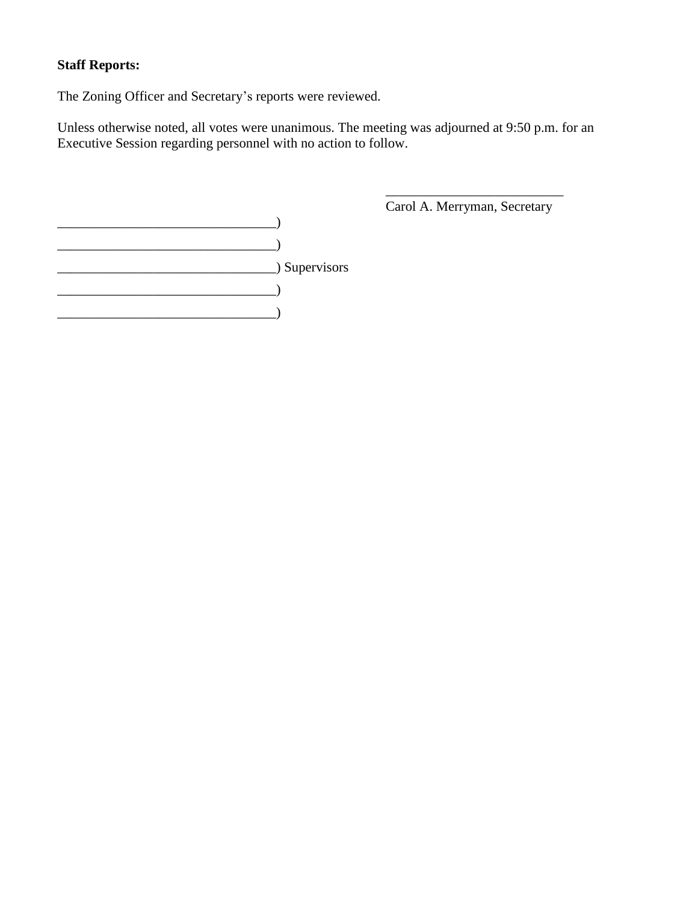**Staff Reports:**

The Zoning Officer and Secretary's reports were reviewed.

Unless otherwise noted, all votes were unanimous. The meeting was adjourned at 9:50 p.m. for an Executive Session regarding personnel with no action to follow.

___________________________
Carol A. Merryman, Secretary

_________________________________)
_________________________________)
_________________________________) Supervisors
_________________________________)
_________________________________)